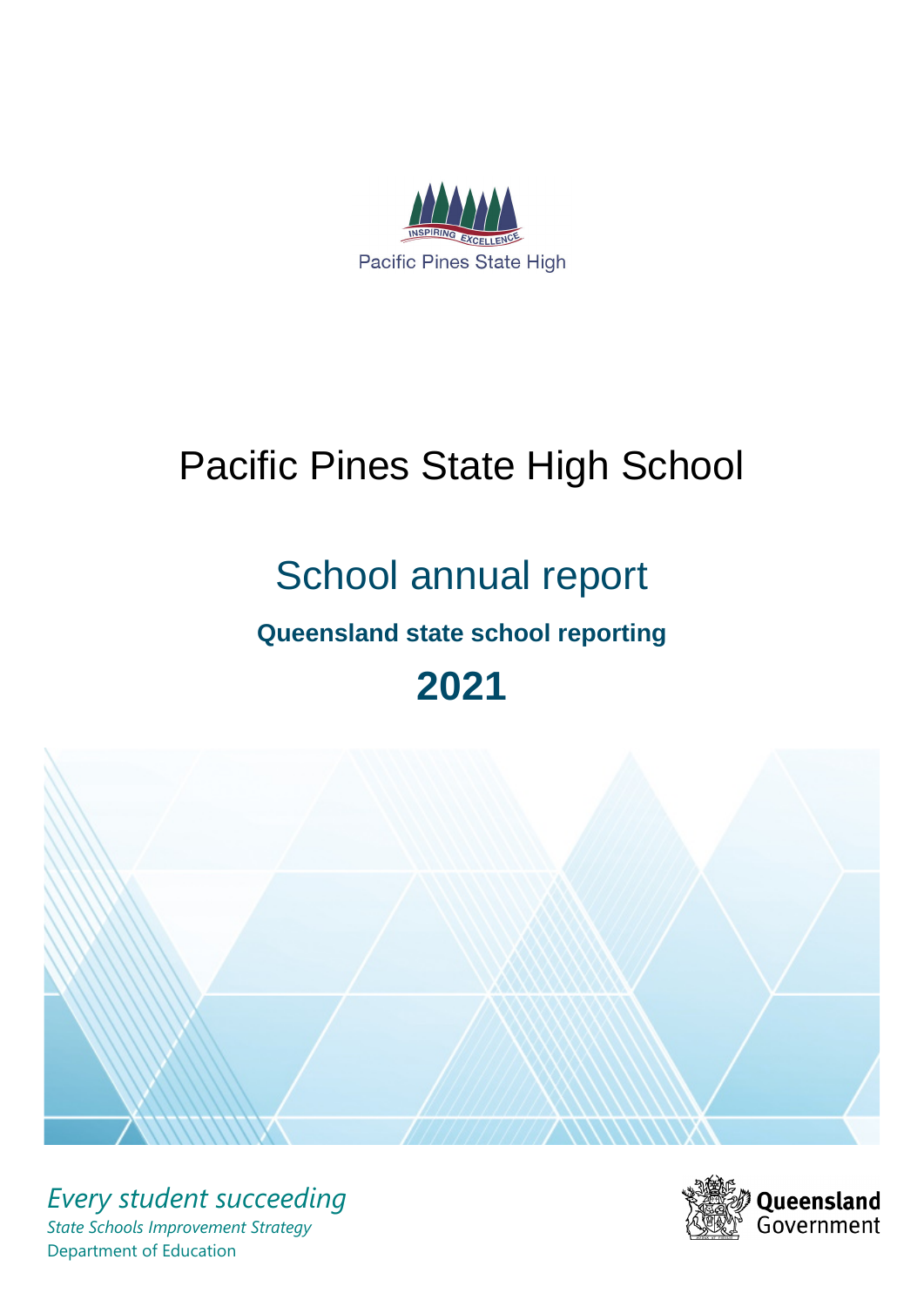INSPIRING EXCELLENCE

Pacific Pines State High

# Pacific Pines State High School

## School annual report

**Queensland state school reporting**

**2021**

*Every student succeeding*

*State Schools Improvement Strategy*

Department of Education

Queensland Government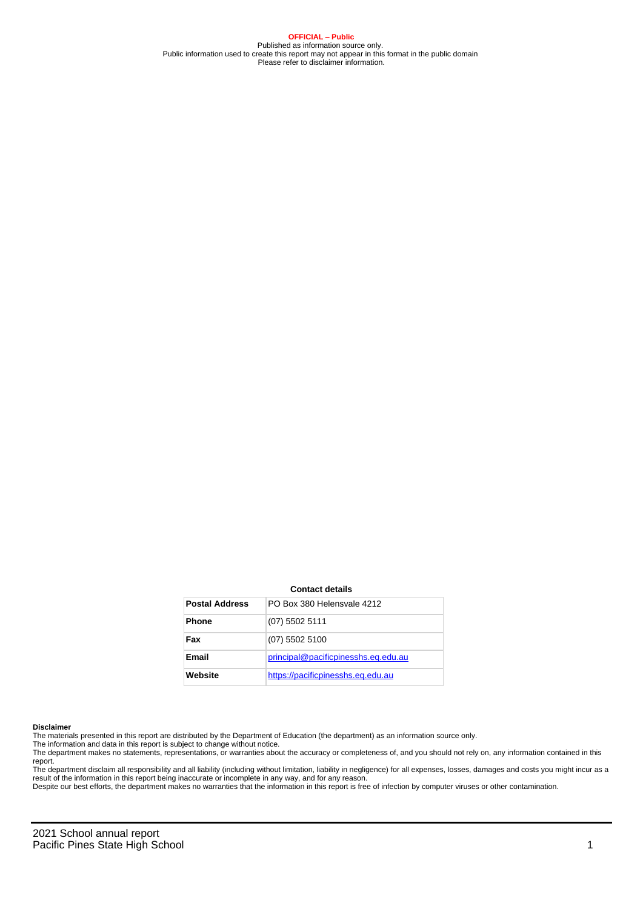**OFFICIAL – Public**
Published as information source only.
Public information used to create this report may not appear in this format in the public domain
Please refer to disclaimer information.

**Contact details**

| **Postal Address** | PO Box 380 Helensvale 4212 |
| --- | --- |
| **Phone** | (07) 5502 5111 |
| **Fax** | (07) 5502 5100 |
| **Email** | principal@pacificpinesshs.eq.edu.au |
| **Website** | https://pacificpinesshs.eq.edu.au |

**Disclaimer**

The materials presented in this report are distributed by the Department of Education (the department) as an information source only.
The information and data in this report is subject to change without notice.
The department makes no statements, representations, or warranties about the accuracy or completeness of, and you should not rely on, any information contained in this report.
The department disclaim all responsibility and all liability (including without limitation, liability in negligence) for all expenses, losses, damages and costs you might incur as a result of the information in this report being inaccurate or incomplete in any way, and for any reason.
Despite our best efforts, the department makes no warranties that the information in this report is free of infection by computer viruses or other contamination.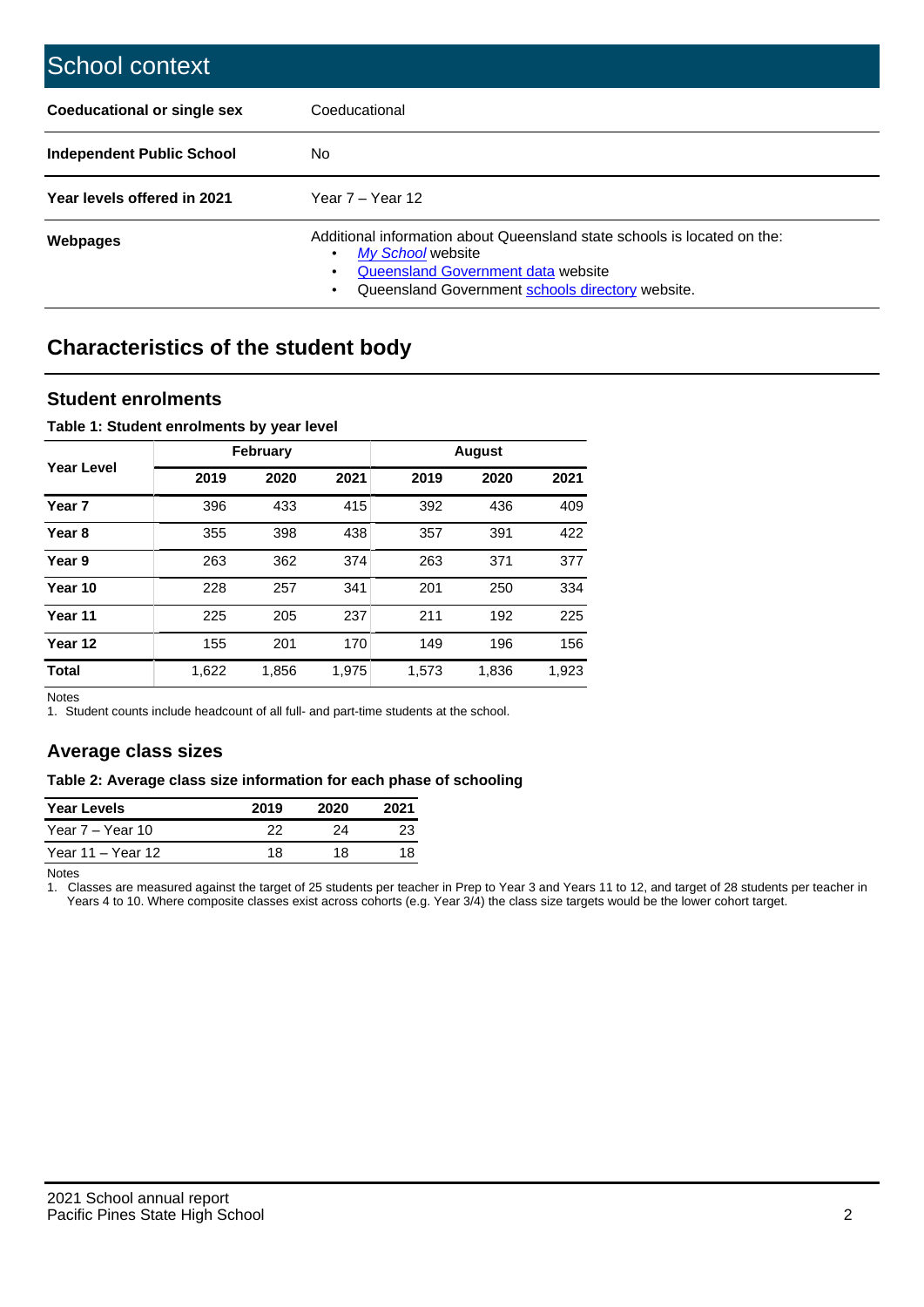# School context

| | |
|---|---|
| **Coeducational or single sex** | Coeducational |
| **Independent Public School** | No |
| **Year levels offered in 2021** | Year 7 – Year 12 |
| **Webpages** | Additional information about Queensland state schools is located on the: <br>• *My School* website <br>• Queensland Government data website <br>• Queensland Government schools directory website. |

## Characteristics of the student body

### Student enrolments

**Table 1: Student enrolments by year level**

| Year Level | February | | | August | | |
|---|---|---|---|---|---|---|
| | 2019 | 2020 | 2021 | 2019 | 2020 | 2021 |
| **Year 7** | 396 | 433 | 415 | 392 | 436 | 409 |
| **Year 8** | 355 | 398 | 438 | 357 | 391 | 422 |
| **Year 9** | 263 | 362 | 374 | 263 | 371 | 377 |
| **Year 10** | 228 | 257 | 341 | 201 | 250 | 334 |
| **Year 11** | 225 | 205 | 237 | 211 | 192 | 225 |
| **Year 12** | 155 | 201 | 170 | 149 | 196 | 156 |
| **Total** | 1,622 | 1,856 | 1,975 | 1,573 | 1,836 | 1,923 |

Notes
1. Student counts include headcount of all full- and part-time students at the school.

### Average class sizes

**Table 2: Average class size information for each phase of schooling**

| Year Levels | 2019 | 2020 | 2021 |
|---|---|---|---|
| Year 7 – Year 10 | 22 | 24 | 23 |
| Year 11 – Year 12 | 18 | 18 | 18 |

Notes
1. Classes are measured against the target of 25 students per teacher in Prep to Year 3 and Years 11 to 12, and target of 28 students per teacher in Years 4 to 10. Where composite classes exist across cohorts (e.g. Year 3/4) the class size targets would be the lower cohort target.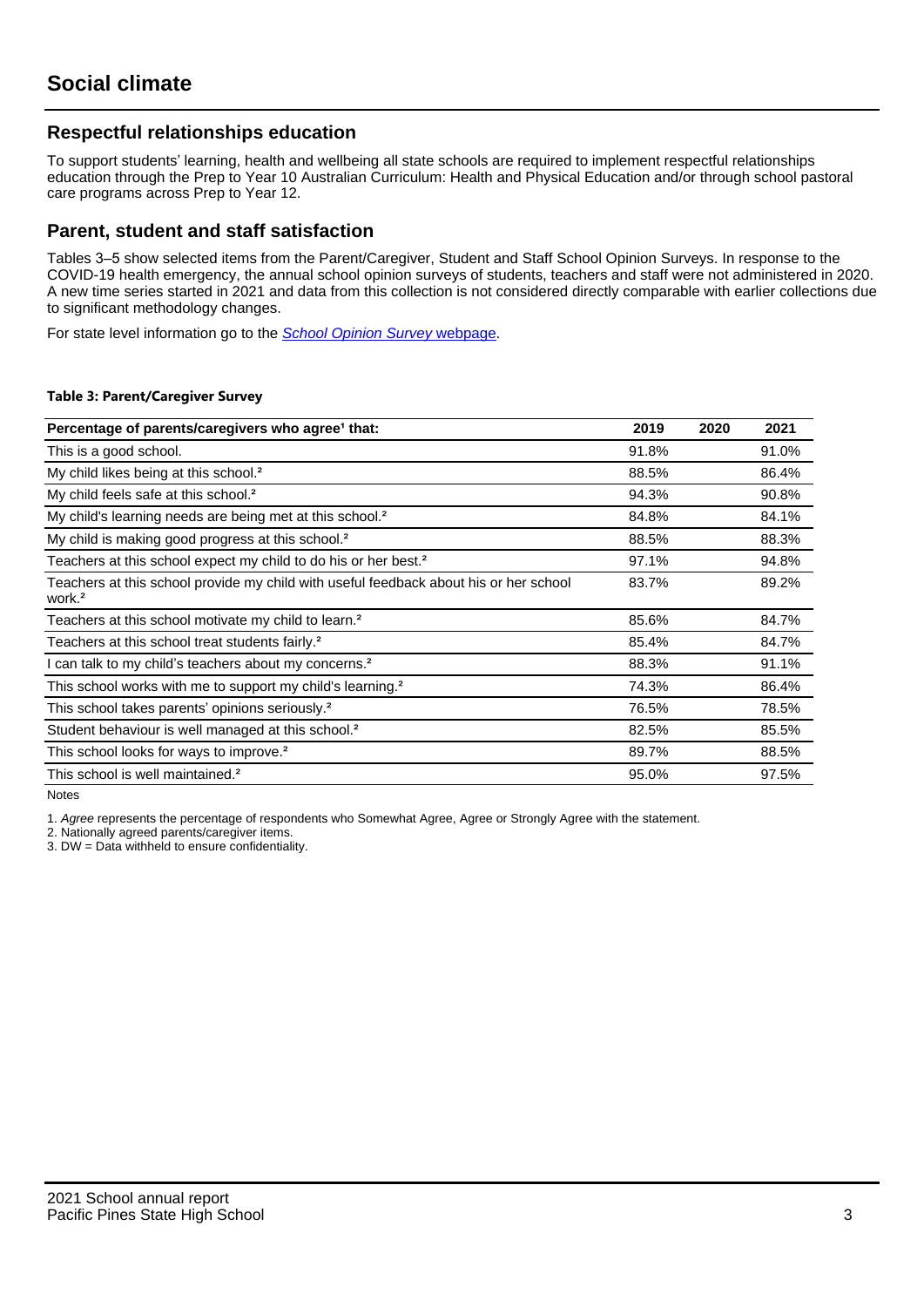# Social climate

## Respectful relationships education

To support students' learning, health and wellbeing all state schools are required to implement respectful relationships education through the Prep to Year 10 Australian Curriculum: Health and Physical Education and/or through school pastoral care programs across Prep to Year 12.

## Parent, student and staff satisfaction

Tables 3–5 show selected items from the Parent/Caregiver, Student and Staff School Opinion Surveys. In response to the COVID-19 health emergency, the annual school opinion surveys of students, teachers and staff were not administered in 2020. A new time series started in 2021 and data from this collection is not considered directly comparable with earlier collections due to significant methodology changes.

For state level information go to the *School Opinion Survey* webpage.

**Table 3: Parent/Caregiver Survey**

| Percentage of parents/caregivers who agree[1] that: | 2019 | 2020 | 2021 |
|---|---|---|---|
| This is a good school. | 91.8% | | 91.0% |
| My child likes being at this school.[2] | 88.5% | | 86.4% |
| My child feels safe at this school.[2] | 94.3% | | 90.8% |
| My child's learning needs are being met at this school.[2] | 84.8% | | 84.1% |
| My child is making good progress at this school.[2] | 88.5% | | 88.3% |
| Teachers at this school expect my child to do his or her best.[2] | 97.1% | | 94.8% |
| Teachers at this school provide my child with useful feedback about his or her school work.[2] | 83.7% | | 89.2% |
| Teachers at this school motivate my child to learn.[2] | 85.6% | | 84.7% |
| Teachers at this school treat students fairly.[2] | 85.4% | | 84.7% |
| I can talk to my child's teachers about my concerns.[2] | 88.3% | | 91.1% |
| This school works with me to support my child's learning.[2] | 74.3% | | 86.4% |
| This school takes parents' opinions seriously.[2] | 76.5% | | 78.5% |
| Student behaviour is well managed at this school.[2] | 82.5% | | 85.5% |
| This school looks for ways to improve.[2] | 89.7% | | 88.5% |
| This school is well maintained.[2] | 95.0% | | 97.5% |

Notes

1. *Agree* represents the percentage of respondents who Somewhat Agree, Agree or Strongly Agree with the statement.
2. Nationally agreed parents/caregiver items.
3. DW = Data withheld to ensure confidentiality.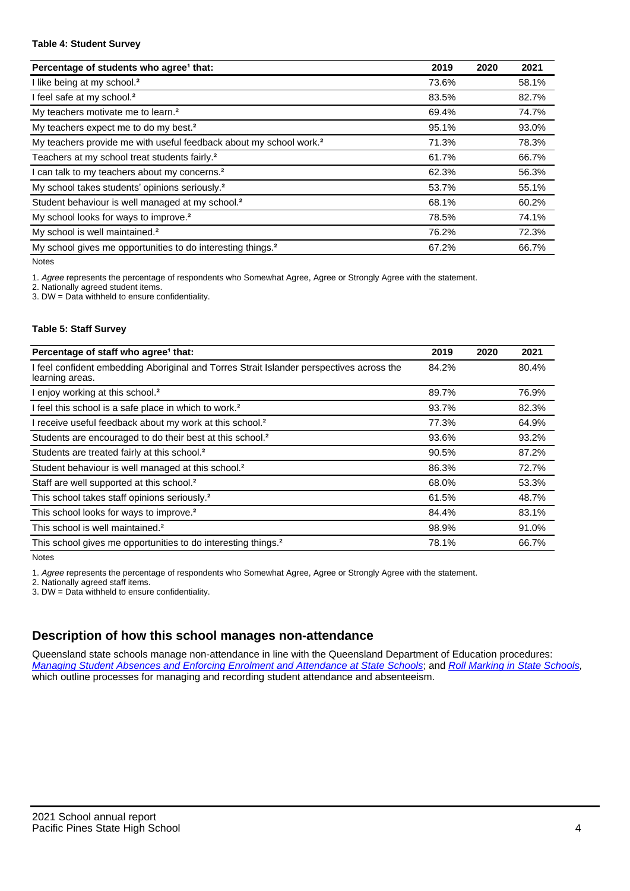**Table 4: Student Survey**

| Percentage of students who agree[1] that: | 2019 | 2020 | 2021 |
|---|---|---|---|
| I like being at my school.[2] | 73.6% | | 58.1% |
| I feel safe at my school.[2] | 83.5% | | 82.7% |
| My teachers motivate me to learn.[2] | 69.4% | | 74.7% |
| My teachers expect me to do my best.[2] | 95.1% | | 93.0% |
| My teachers provide me with useful feedback about my school work.[2] | 71.3% | | 78.3% |
| Teachers at my school treat students fairly.[2] | 61.7% | | 66.7% |
| I can talk to my teachers about my concerns.[2] | 62.3% | | 56.3% |
| My school takes students' opinions seriously.[2] | 53.7% | | 55.1% |
| Student behaviour is well managed at my school.[2] | 68.1% | | 60.2% |
| My school looks for ways to improve.[2] | 78.5% | | 74.1% |
| My school is well maintained.[2] | 76.2% | | 72.3% |
| My school gives me opportunities to do interesting things.[2] | 67.2% | | 66.7% |

Notes

1. *Agree* represents the percentage of respondents who Somewhat Agree, Agree or Strongly Agree with the statement.
2. Nationally agreed student items.
3. DW = Data withheld to ensure confidentiality.

**Table 5: Staff Survey**

| Percentage of staff who agree[1] that: | 2019 | 2020 | 2021 |
|---|---|---|---|
| I feel confident embedding Aboriginal and Torres Strait Islander perspectives across the learning areas. | 84.2% | | 80.4% |
| I enjoy working at this school.[2] | 89.7% | | 76.9% |
| I feel this school is a safe place in which to work.[2] | 93.7% | | 82.3% |
| I receive useful feedback about my work at this school.[2] | 77.3% | | 64.9% |
| Students are encouraged to do their best at this school.[2] | 93.6% | | 93.2% |
| Students are treated fairly at this school.[2] | 90.5% | | 87.2% |
| Student behaviour is well managed at this school.[2] | 86.3% | | 72.7% |
| Staff are well supported at this school.[2] | 68.0% | | 53.3% |
| This school takes staff opinions seriously.[2] | 61.5% | | 48.7% |
| This school looks for ways to improve.[2] | 84.4% | | 83.1% |
| This school is well maintained.[2] | 98.9% | | 91.0% |
| This school gives me opportunities to do interesting things.[2] | 78.1% | | 66.7% |

Notes

1. *Agree* represents the percentage of respondents who Somewhat Agree, Agree or Strongly Agree with the statement.
2. Nationally agreed staff items.
3. DW = Data withheld to ensure confidentiality.

## Description of how this school manages non-attendance

Queensland state schools manage non-attendance in line with the Queensland Department of Education procedures: *Managing Student Absences and Enforcing Enrolment and Attendance at State Schools*; and *Roll Marking in State Schools*, which outline processes for managing and recording student attendance and absenteeism.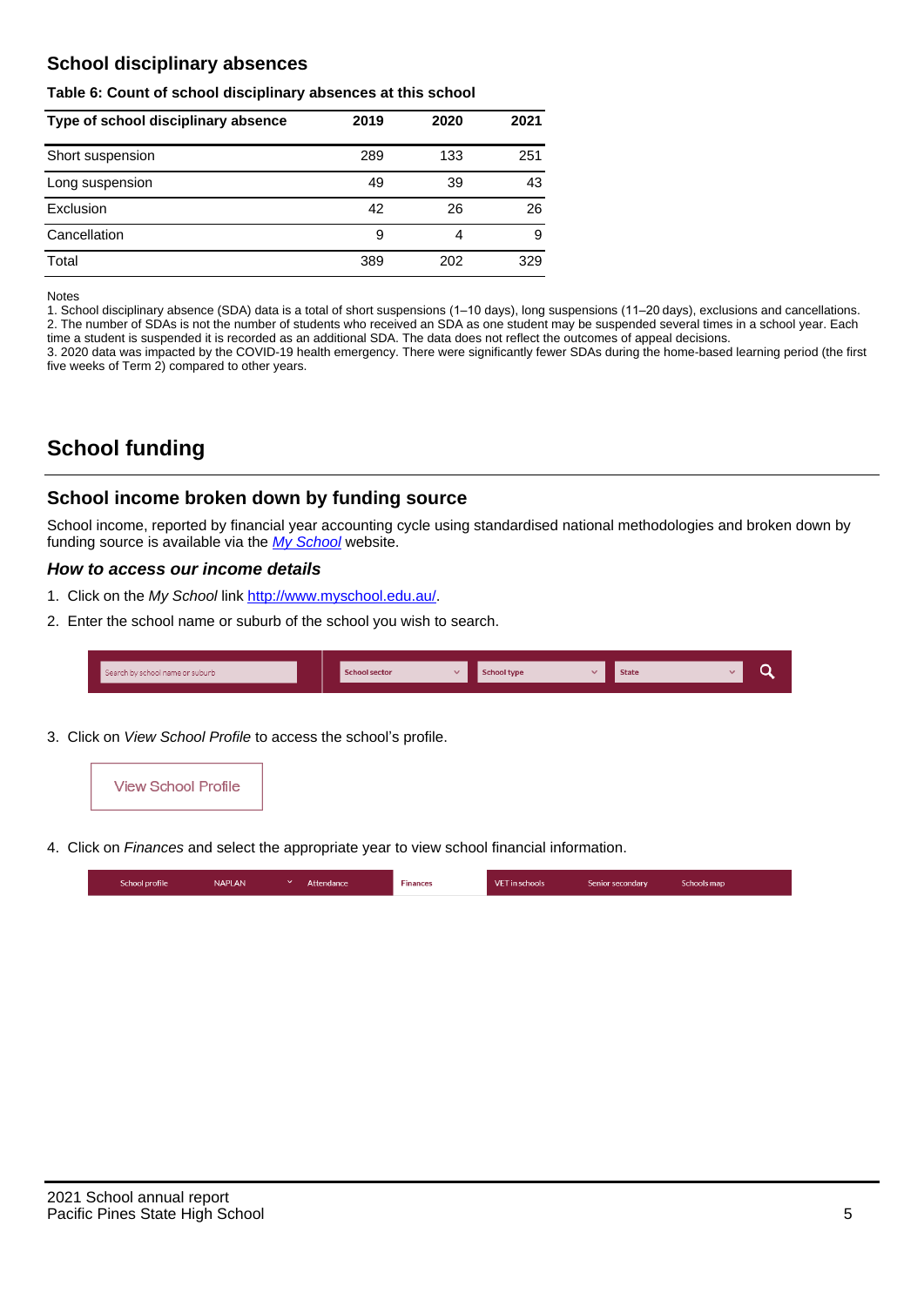## School disciplinary absences

**Table 6: Count of school disciplinary absences at this school**

| Type of school disciplinary absence | 2019 | 2020 | 2021 |
|---|---|---|---|
| Short suspension | 289 | 133 | 251 |
| Long suspension | 49 | 39 | 43 |
| Exclusion | 42 | 26 | 26 |
| Cancellation | 9 | 4 | 9 |
| Total | 389 | 202 | 329 |

Notes

1. School disciplinary absence (SDA) data is a total of short suspensions (1–10 days), long suspensions (11–20 days), exclusions and cancellations.
2. The number of SDAs is not the number of students who received an SDA as one student may be suspended several times in a school year. Each time a student is suspended it is recorded as an additional SDA. The data does not reflect the outcomes of appeal decisions.
3. 2020 data was impacted by the COVID-19 health emergency. There were significantly fewer SDAs during the home-based learning period (the first five weeks of Term 2) compared to other years.

# School funding

## School income broken down by funding source

School income, reported by financial year accounting cycle using standardised national methodologies and broken down by funding source is available via the *My School* website.

### *How to access our income details*

1. Click on the *My School* link http://www.myschool.edu.au/.
2. Enter the school name or suburb of the school you wish to search.

Search by school name or suburb | School sector | School type | State

3. Click on *View School Profile* to access the school's profile.

View School Profile

4. Click on *Finances* and select the appropriate year to view school financial information.

School profile | NAPLAN | Attendance | Finances | VET in schools | Senior secondary | Schools map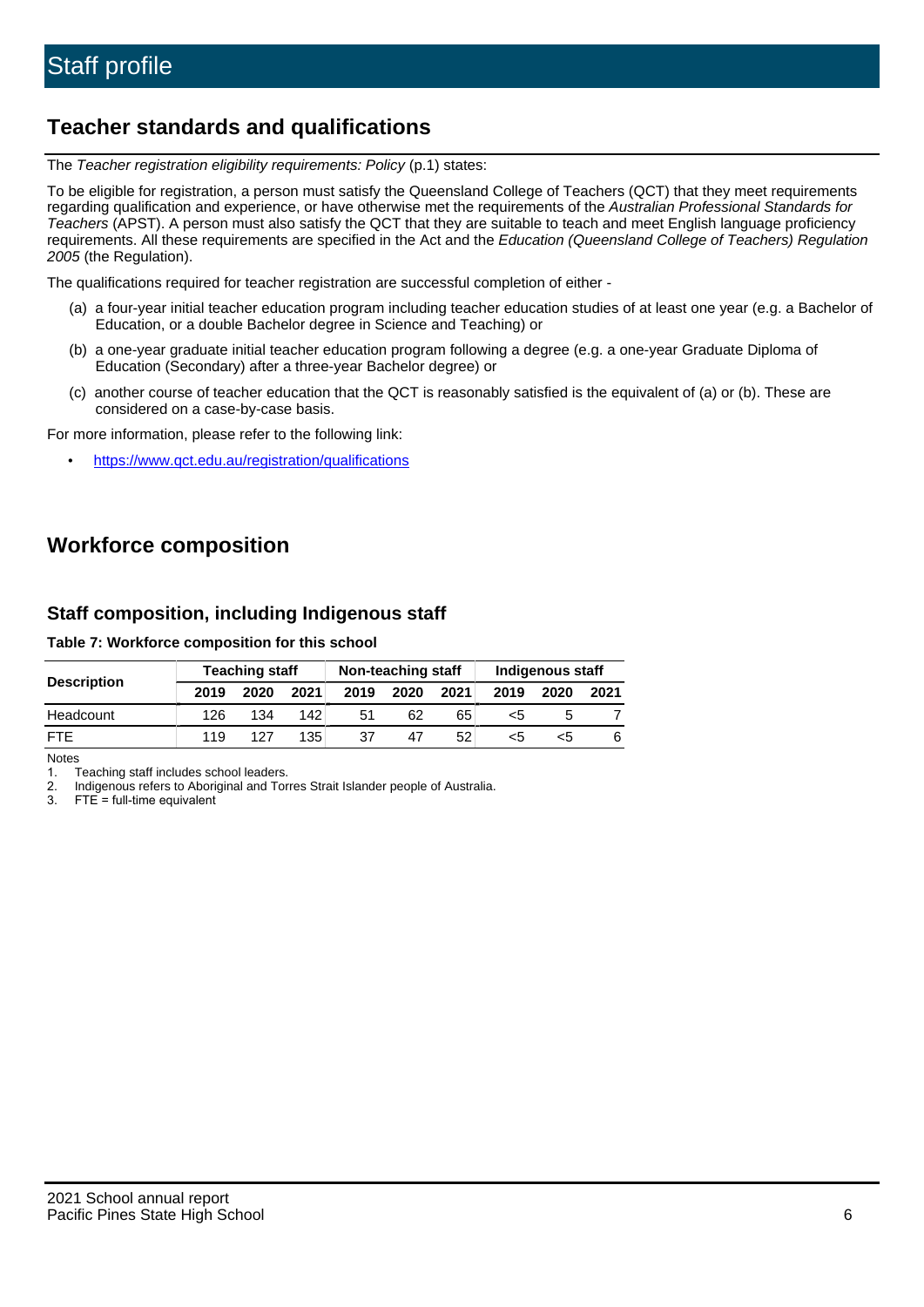# Staff profile

## Teacher standards and qualifications

The *Teacher registration eligibility requirements: Policy* (p.1) states:

To be eligible for registration, a person must satisfy the Queensland College of Teachers (QCT) that they meet requirements regarding qualification and experience, or have otherwise met the requirements of the *Australian Professional Standards for Teachers* (APST). A person must also satisfy the QCT that they are suitable to teach and meet English language proficiency requirements. All these requirements are specified in the Act and the *Education (Queensland College of Teachers) Regulation 2005* (the Regulation).

The qualifications required for teacher registration are successful completion of either -

(a) a four-year initial teacher education program including teacher education studies of at least one year (e.g. a Bachelor of Education, or a double Bachelor degree in Science and Teaching) or

(b) a one-year graduate initial teacher education program following a degree (e.g. a one-year Graduate Diploma of Education (Secondary) after a three-year Bachelor degree) or

(c) another course of teacher education that the QCT is reasonably satisfied is the equivalent of (a) or (b). These are considered on a case-by-case basis.

For more information, please refer to the following link:

- https://www.qct.edu.au/registration/qualifications

## Workforce composition

### Staff composition, including Indigenous staff

**Table 7: Workforce composition for this school**

| Description | Teaching staff | | | Non-teaching staff | | | Indigenous staff | | |
|---|---|---|---|---|---|---|---|---|---|
| | 2019 | 2020 | 2021 | 2019 | 2020 | 2021 | 2019 | 2020 | 2021 |
| Headcount | 126 | 134 | 142 | 51 | 62 | 65 | <5 | 5 | 7 |
| FTE | 119 | 127 | 135 | 37 | 47 | 52 | <5 | <5 | 6 |

Notes

1. Teaching staff includes school leaders.
2. Indigenous refers to Aboriginal and Torres Strait Islander people of Australia.
3. FTE = full-time equivalent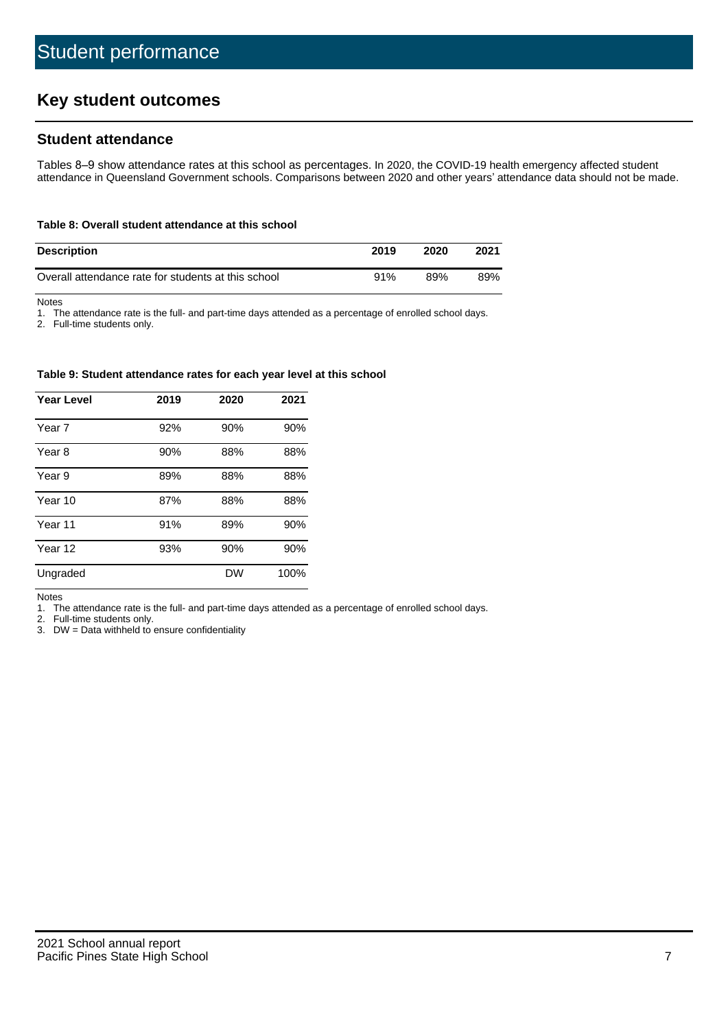# Student performance

## Key student outcomes

### Student attendance

Tables 8–9 show attendance rates at this school as percentages. In 2020, the COVID-19 health emergency affected student attendance in Queensland Government schools. Comparisons between 2020 and other years' attendance data should not be made.

**Table 8: Overall student attendance at this school**

| Description | 2019 | 2020 | 2021 |
|---|---|---|---|
| Overall attendance rate for students at this school | 91% | 89% | 89% |

Notes

1. The attendance rate is the full- and part-time days attended as a percentage of enrolled school days.
2. Full-time students only.

**Table 9: Student attendance rates for each year level at this school**

| Year Level | 2019 | 2020 | 2021 |
|---|---|---|---|
| Year 7 | 92% | 90% | 90% |
| Year 8 | 90% | 88% | 88% |
| Year 9 | 89% | 88% | 88% |
| Year 10 | 87% | 88% | 88% |
| Year 11 | 91% | 89% | 90% |
| Year 12 | 93% | 90% | 90% |
| Ungraded | | DW | 100% |

Notes

1. The attendance rate is the full- and part-time days attended as a percentage of enrolled school days.
2. Full-time students only.
3. DW = Data withheld to ensure confidentiality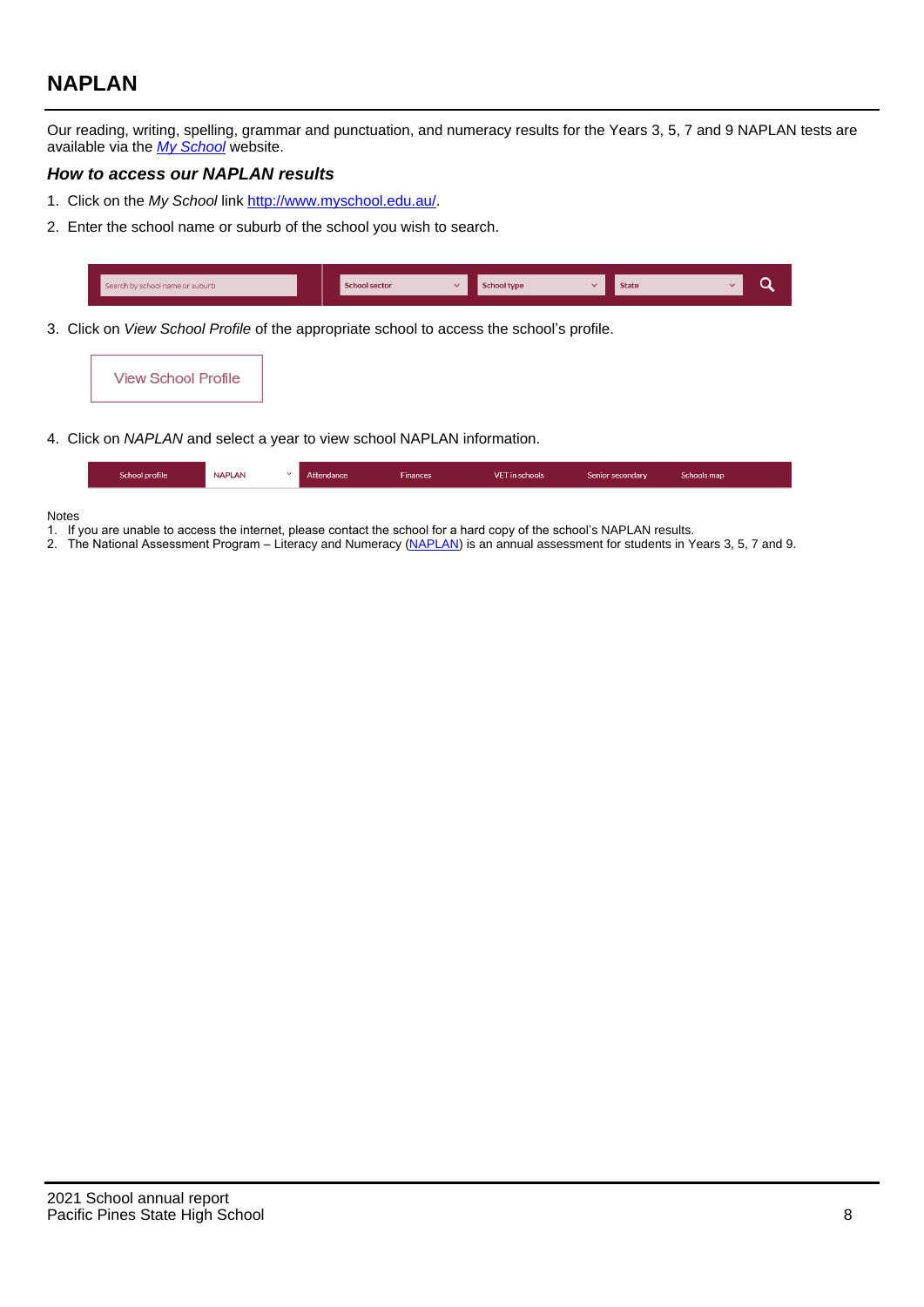## NAPLAN

Our reading, writing, spelling, grammar and punctuation, and numeracy results for the Years 3, 5, 7 and 9 NAPLAN tests are available via the *My School* website.

### *How to access our NAPLAN results*

1. Click on the *My School* link http://www.myschool.edu.au/.
2. Enter the school name or suburb of the school you wish to search.

Search by school name or suburb | School sector | School type | State

3. Click on *View School Profile* of the appropriate school to access the school's profile.

View School Profile

4. Click on *NAPLAN* and select a year to view school NAPLAN information.

School profile | NAPLAN | Attendance | Finances | VET in schools | Senior secondary | Schools map

Notes
1. If you are unable to access the internet, please contact the school for a hard copy of the school's NAPLAN results.
2. The National Assessment Program – Literacy and Numeracy (NAPLAN) is an annual assessment for students in Years 3, 5, 7 and 9.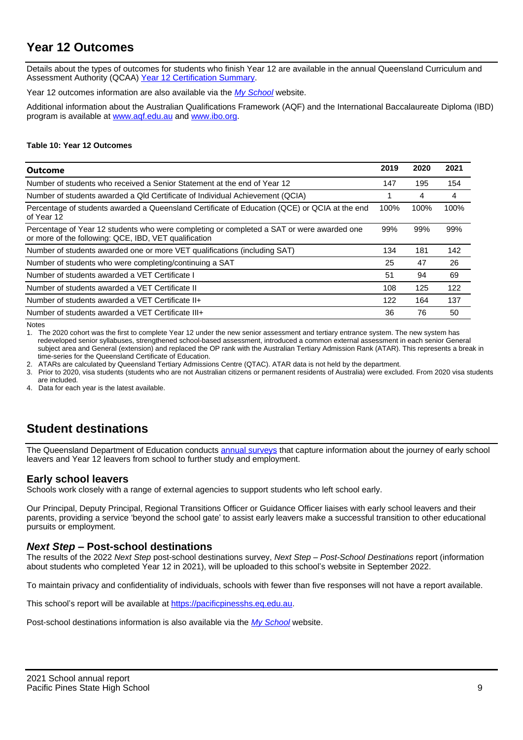## Year 12 Outcomes

Details about the types of outcomes for students who finish Year 12 are available in the annual Queensland Curriculum and Assessment Authority (QCAA) Year 12 Certification Summary.

Year 12 outcomes information are also available via the *My School* website.

Additional information about the Australian Qualifications Framework (AQF) and the International Baccalaureate Diploma (IBD) program is available at www.aqf.edu.au and www.ibo.org.

**Table 10: Year 12 Outcomes**

| Outcome | 2019 | 2020 | 2021 |
|---|---|---|---|
| Number of students who received a Senior Statement at the end of Year 12 | 147 | 195 | 154 |
| Number of students awarded a Qld Certificate of Individual Achievement (QCIA) | 1 | 4 | 4 |
| Percentage of students awarded a Queensland Certificate of Education (QCE) or QCIA at the end of Year 12 | 100% | 100% | 100% |
| Percentage of Year 12 students who were completing or completed a SAT or were awarded one or more of the following: QCE, IBD, VET qualification | 99% | 99% | 99% |
| Number of students awarded one or more VET qualifications (including SAT) | 134 | 181 | 142 |
| Number of students who were completing/continuing a SAT | 25 | 47 | 26 |
| Number of students awarded a VET Certificate I | 51 | 94 | 69 |
| Number of students awarded a VET Certificate II | 108 | 125 | 122 |
| Number of students awarded a VET Certificate II+ | 122 | 164 | 137 |
| Number of students awarded a VET Certificate III+ | 36 | 76 | 50 |

Notes

1. The 2020 cohort was the first to complete Year 12 under the new senior assessment and tertiary entrance system. The new system has redeveloped senior syllabuses, strengthened school-based assessment, introduced a common external assessment in each senior General subject area and General (extension) and replaced the OP rank with the Australian Tertiary Admission Rank (ATAR). This represents a break in time-series for the Queensland Certificate of Education.
2. ATARs are calculated by Queensland Tertiary Admissions Centre (QTAC). ATAR data is not held by the department.
3. Prior to 2020, visa students (students who are not Australian citizens or permanent residents of Australia) were excluded. From 2020 visa students are included.
4. Data for each year is the latest available.

## Student destinations

The Queensland Department of Education conducts annual surveys that capture information about the journey of early school leavers and Year 12 leavers from school to further study and employment.

### Early school leavers

Schools work closely with a range of external agencies to support students who left school early.

Our Principal, Deputy Principal, Regional Transitions Officer or Guidance Officer liaises with early school leavers and their parents, providing a service 'beyond the school gate' to assist early leavers make a successful transition to other educational pursuits or employment.

### *Next Step* – Post-school destinations

The results of the 2022 *Next Step* post-school destinations survey, *Next Step – Post-School Destinations* report (information about students who completed Year 12 in 2021), will be uploaded to this school's website in September 2022.

To maintain privacy and confidentiality of individuals, schools with fewer than five responses will not have a report available.

This school's report will be available at https://pacificpinesshs.eq.edu.au.

Post-school destinations information is also available via the *My School* website.